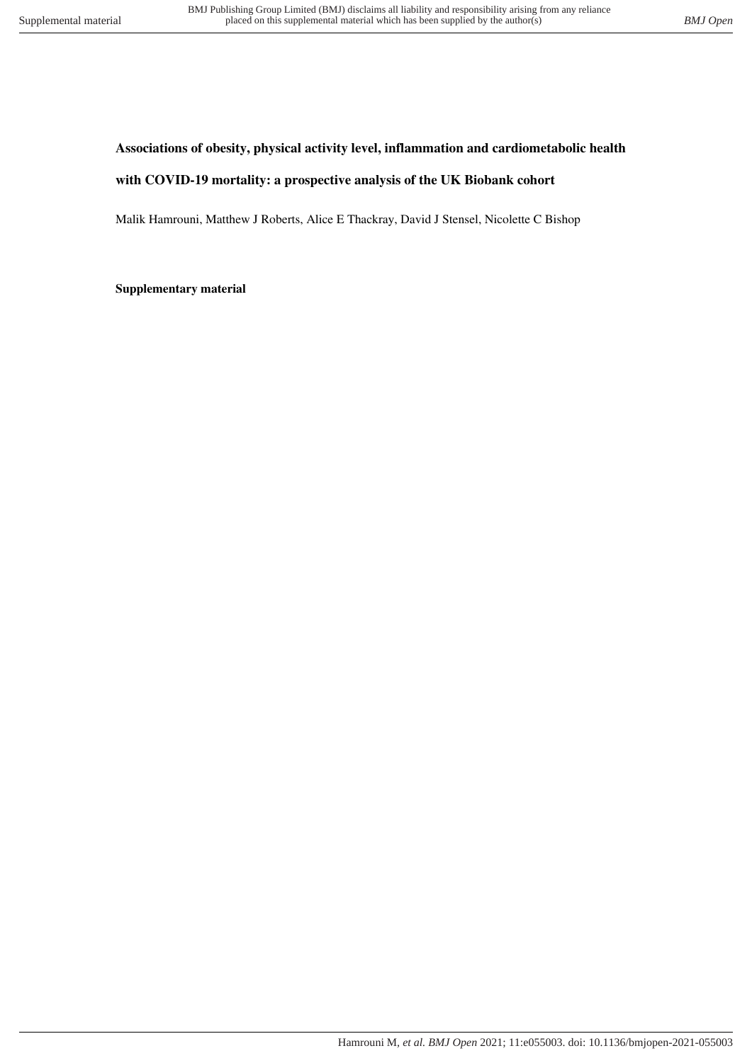**Associations of obesity, physical activity level, inflammation and cardiometabolic health with COVID-19 mortality: a prospective analysis of the UK Biobank cohort**

Malik Hamrouni, Matthew J Roberts, Alice E Thackray, David J Stensel, Nicolette C Bishop

**Supplementary material**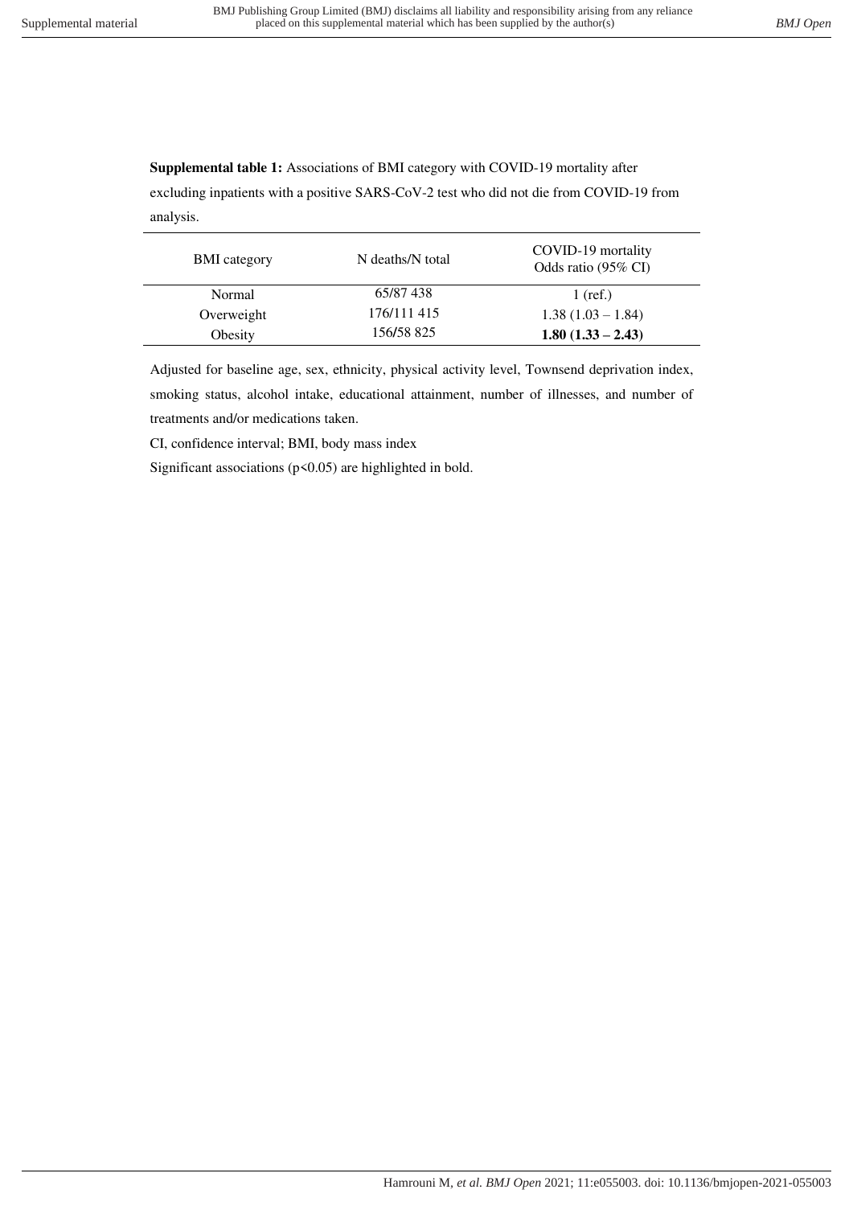**Supplemental table 1:** Associations of BMI category with COVID-19 mortality after excluding inpatients with a positive SARS-CoV-2 test who did not die from COVID-19 from analysis.

| BMI category | N deaths/N total | COVID-19 mortality Odds ratio (95% CI) |
|---|---|---|
| Normal | 65/87 438 | 1 (ref.) |
| Overweight | 176/111 415 | 1.38 (1.03 – 1.84) |
| Obesity | 156/58 825 | **1.80 (1.33 – 2.43)** |

Adjusted for baseline age, sex, ethnicity, physical activity level, Townsend deprivation index, smoking status, alcohol intake, educational attainment, number of illnesses, and number of treatments and/or medications taken.

CI, confidence interval; BMI, body mass index

Significant associations ($p<0.05$) are highlighted in bold.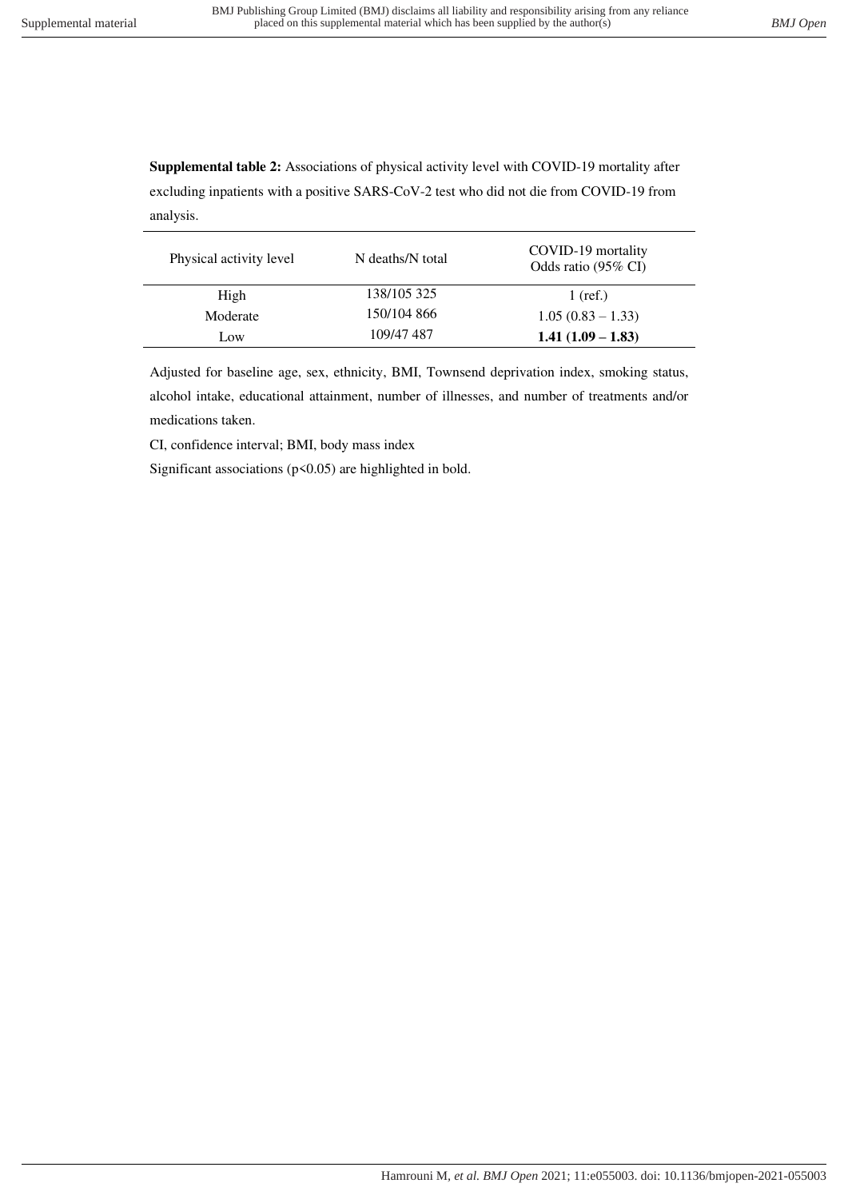**Supplemental table 2:** Associations of physical activity level with COVID-19 mortality after excluding inpatients with a positive SARS-CoV-2 test who did not die from COVID-19 from analysis.

| Physical activity level | N deaths/N total | COVID-19 mortality Odds ratio (95% CI) |
|---|---|---|
| High | 138/105 325 | 1 (ref.) |
| Moderate | 150/104 866 | 1.05 (0.83 – 1.33) |
| Low | 109/47 487 | **1.41 (1.09 – 1.83)** |

Adjusted for baseline age, sex, ethnicity, BMI, Townsend deprivation index, smoking status, alcohol intake, educational attainment, number of illnesses, and number of treatments and/or medications taken.

CI, confidence interval; BMI, body mass index

Significant associations ($p<0.05$) are highlighted in bold.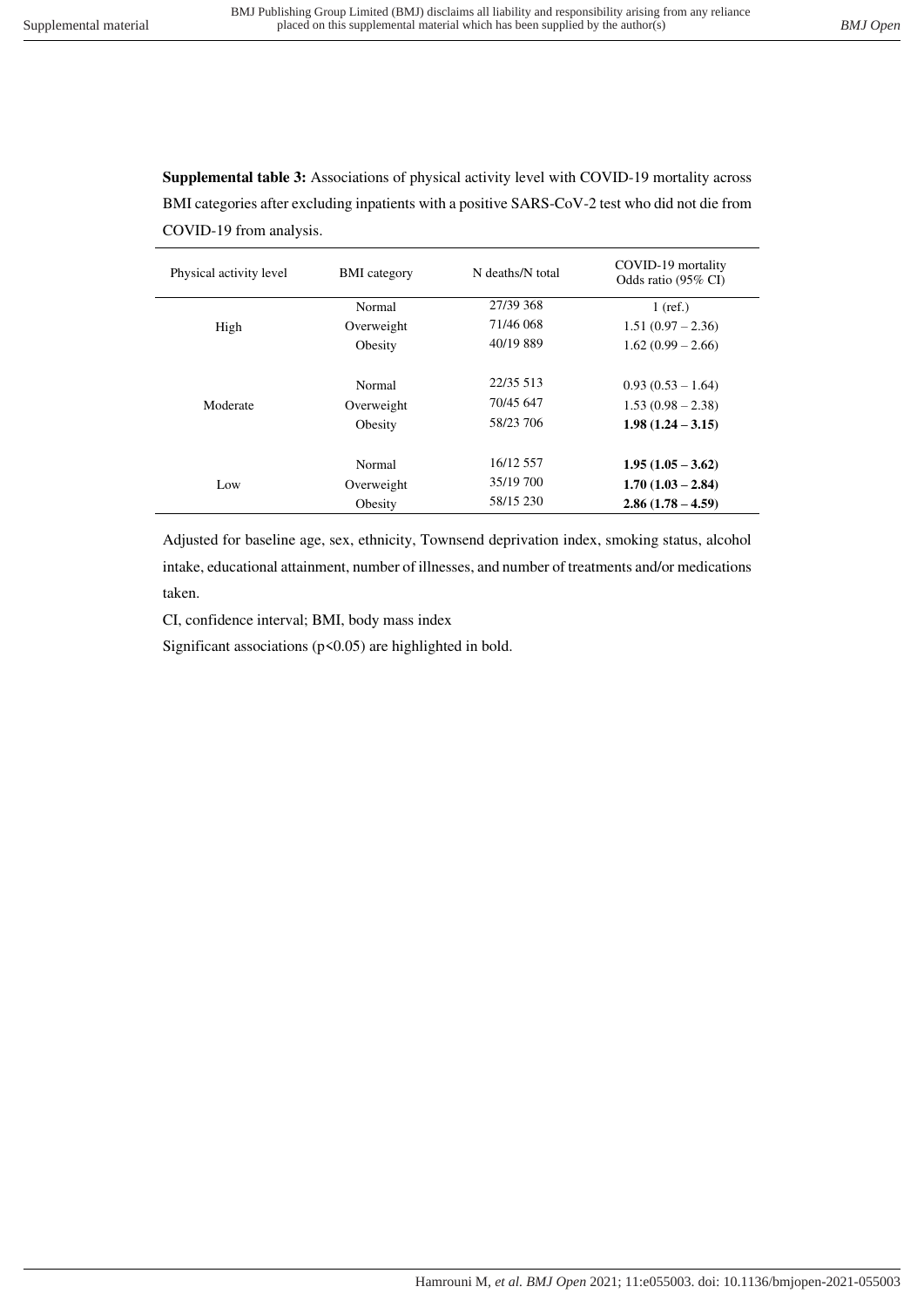**Supplemental table 3:** Associations of physical activity level with COVID-19 mortality across BMI categories after excluding inpatients with a positive SARS-CoV-2 test who did not die from COVID-19 from analysis.

| Physical activity level | BMI category | N deaths/N total | COVID-19 mortality Odds ratio (95% CI) |
|---|---|---|---|
| High | Normal | 27/39 368 | 1 (ref.) |
| | Overweight | 71/46 068 | 1.51 (0.97 – 2.36) |
| | Obesity | 40/19 889 | 1.62 (0.99 – 2.66) |
| Moderate | Normal | 22/35 513 | 0.93 (0.53 – 1.64) |
| | Overweight | 70/45 647 | 1.53 (0.98 – 2.38) |
| | Obesity | 58/23 706 | **1.98 (1.24 – 3.15)** |
| Low | Normal | 16/12 557 | **1.95 (1.05 – 3.62)** |
| | Overweight | 35/19 700 | **1.70 (1.03 – 2.84)** |
| | Obesity | 58/15 230 | **2.86 (1.78 – 4.59)** |

Adjusted for baseline age, sex, ethnicity, Townsend deprivation index, smoking status, alcohol intake, educational attainment, number of illnesses, and number of treatments and/or medications taken.

CI, confidence interval; BMI, body mass index

Significant associations ($p<0.05$) are highlighted in bold.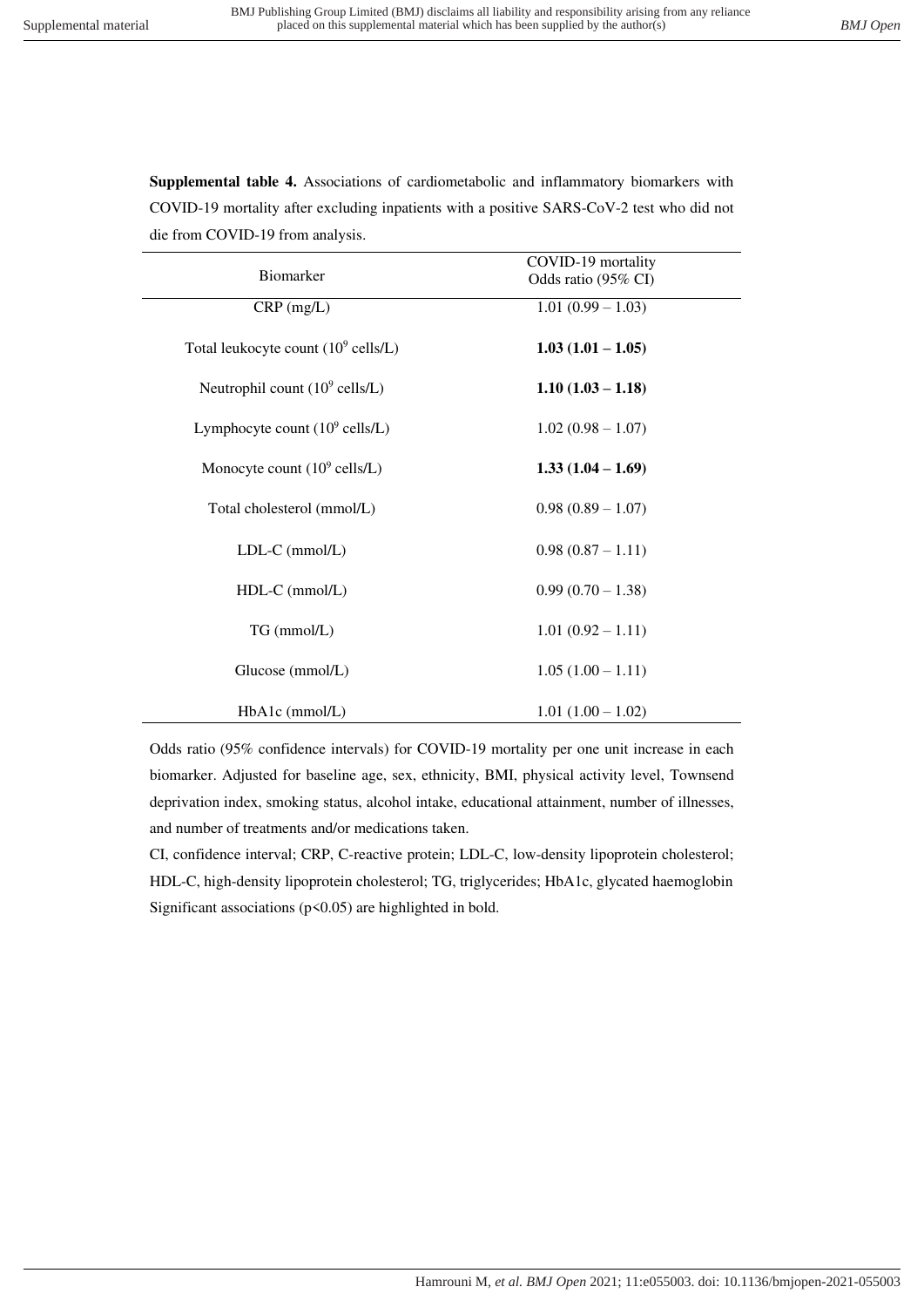**Supplemental table 4.** Associations of cardiometabolic and inflammatory biomarkers with COVID-19 mortality after excluding inpatients with a positive SARS-CoV-2 test who did not die from COVID-19 from analysis.

| Biomarker | COVID-19 mortality Odds ratio (95% CI) |
|---|---|
| CRP (mg/L) | 1.01 (0.99 – 1.03) |
| Total leukocyte count ($10^9$ cells/L) | **1.03 (1.01 – 1.05)** |
| Neutrophil count ($10^9$ cells/L) | **1.10 (1.03 – 1.18)** |
| Lymphocyte count ($10^9$ cells/L) | 1.02 (0.98 – 1.07) |
| Monocyte count ($10^9$ cells/L) | **1.33 (1.04 – 1.69)** |
| Total cholesterol (mmol/L) | 0.98 (0.89 – 1.07) |
| LDL-C (mmol/L) | 0.98 (0.87 – 1.11) |
| HDL-C (mmol/L) | 0.99 (0.70 – 1.38) |
| TG (mmol/L) | 1.01 (0.92 – 1.11) |
| Glucose (mmol/L) | 1.05 (1.00 – 1.11) |
| HbA1c (mmol/L) | 1.01 (1.00 – 1.02) |

Odds ratio (95% confidence intervals) for COVID-19 mortality per one unit increase in each biomarker. Adjusted for baseline age, sex, ethnicity, BMI, physical activity level, Townsend deprivation index, smoking status, alcohol intake, educational attainment, number of illnesses, and number of treatments and/or medications taken.

CI, confidence interval; CRP, C-reactive protein; LDL-C, low-density lipoprotein cholesterol; HDL-C, high-density lipoprotein cholesterol; TG, triglycerides; HbA1c, glycated haemoglobin

Significant associations ($p<0.05$) are highlighted in bold.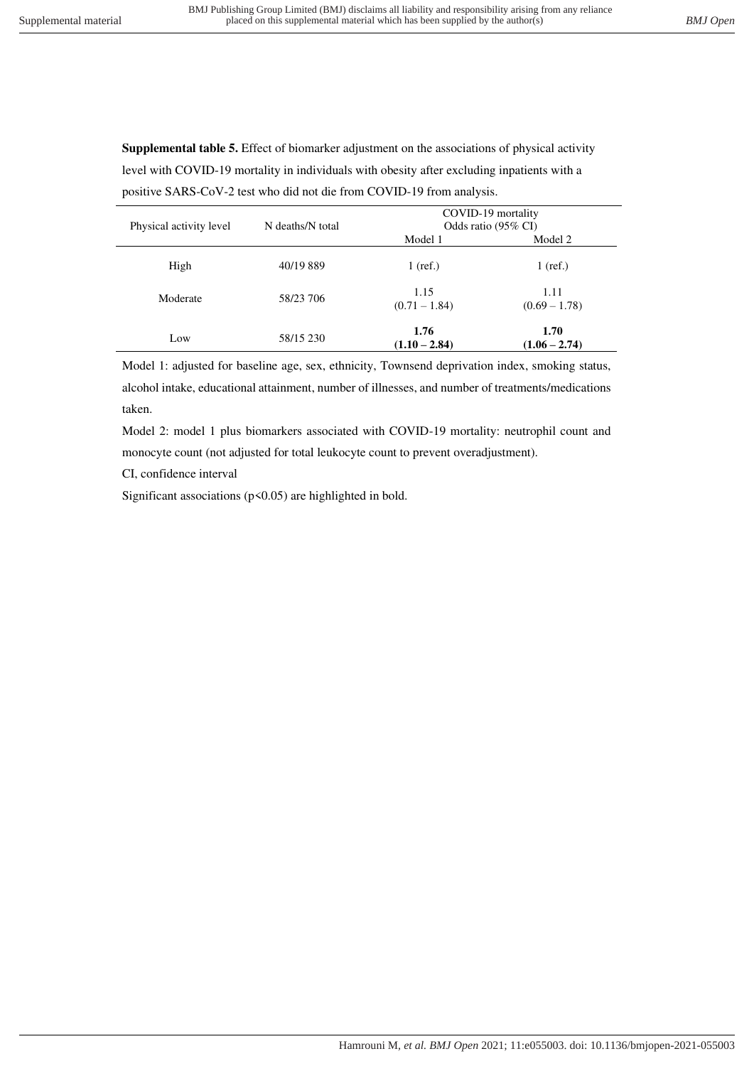**Supplemental table 5.** Effect of biomarker adjustment on the associations of physical activity level with COVID-19 mortality in individuals with obesity after excluding inpatients with a positive SARS-CoV-2 test who did not die from COVID-19 from analysis.

| Physical activity level | N deaths/N total | COVID-19 mortality Odds ratio (95% CI) | |
|---|---|---|---|
| | | Model 1 | Model 2 |
| High | 40/19 889 | 1 (ref.) | 1 (ref.) |
| Moderate | 58/23 706 | 1.15 (0.71 – 1.84) | 1.11 (0.69 – 1.78) |
| Low | 58/15 230 | **1.76 (1.10 – 2.84)** | **1.70 (1.06 – 2.74)** |

Model 1: adjusted for baseline age, sex, ethnicity, Townsend deprivation index, smoking status, alcohol intake, educational attainment, number of illnesses, and number of treatments/medications taken.

Model 2: model 1 plus biomarkers associated with COVID-19 mortality: neutrophil count and monocyte count (not adjusted for total leukocyte count to prevent overadjustment).

CI, confidence interval

Significant associations ($p<0.05$) are highlighted in bold.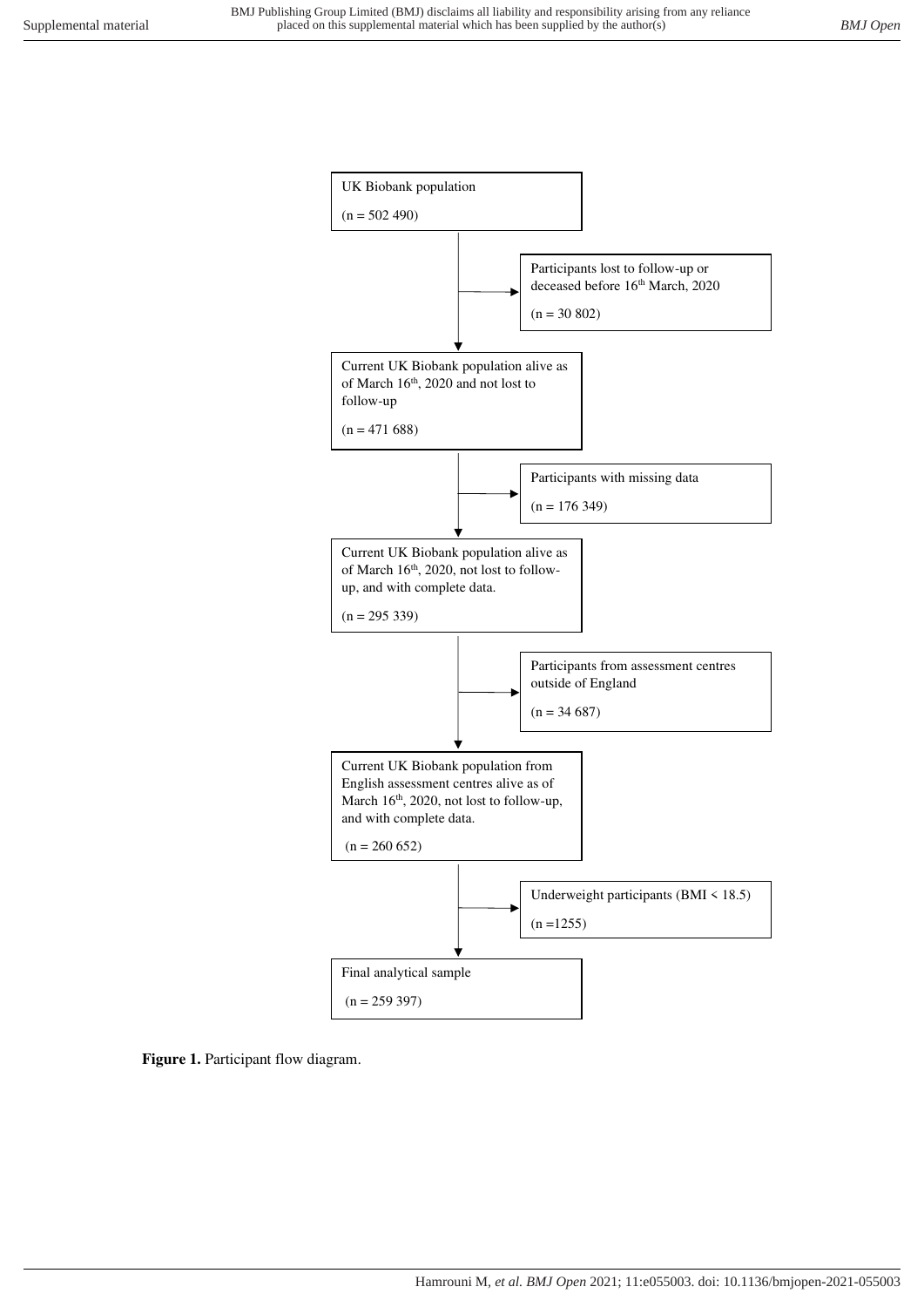UK Biobank population

(n = 502 490)

Participants lost to follow-up or deceased before 16th March, 2020

(n = 30 802)

Current UK Biobank population alive as of March 16th, 2020 and not lost to follow-up

(n = 471 688)

Participants with missing data

(n = 176 349)

Current UK Biobank population alive as of March 16th, 2020, not lost to follow-up, and with complete data.

(n = 295 339)

Participants from assessment centres outside of England

(n = 34 687)

Current UK Biobank population from English assessment centres alive as of March 16th, 2020, not lost to follow-up, and with complete data.

(n = 260 652)

Underweight participants (BMI < 18.5)

(n =1255)

Final analytical sample

(n = 259 397)

**Figure 1.** Participant flow diagram.